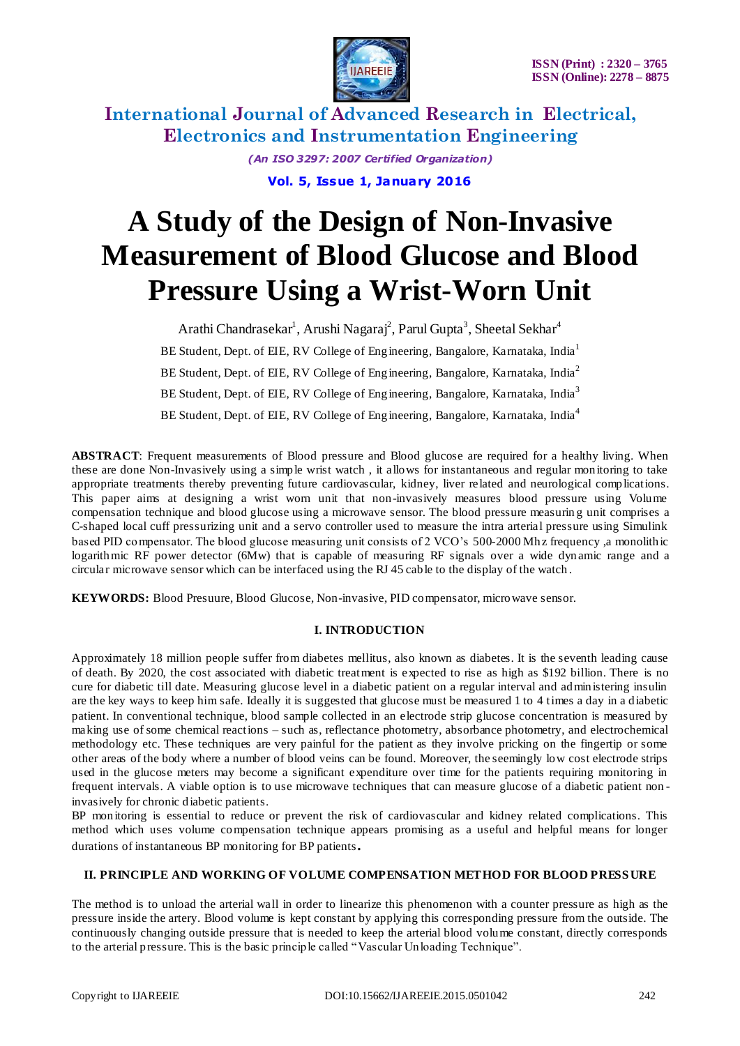# A Study of the Design of Non-Invasive Measurement of Blood Glucose and Blood Pressure Using a Wrist-Worn Unit

Arathi Chandrasekar[1], Arushi Nagaraj[2], Parul Gupta[3], Sheetal Sekhar[4]

BE Student, Dept. of EIE, RV College of Engineering, Bangalore, Karnataka, India[1]

BE Student, Dept. of EIE, RV College of Engineering, Bangalore, Karnataka, India[2]

BE Student, Dept. of EIE, RV College of Engineering, Bangalore, Karnataka, India[3]

BE Student, Dept. of EIE, RV College of Engineering, Bangalore, Karnataka, India[4]

**ABSTRACT**: Frequent measurements of Blood pressure and Blood glucose are required for a healthy living. When these are done Non-Invasively using a simple wrist watch , it allows for instantaneous and regular monitoring to take appropriate treatments thereby preventing future cardiovascular, kidney, liver related and neurological complications. This paper aims at designing a wrist worn unit that non-invasively measures blood pressure using Volume compensation technique and blood glucose using a microwave sensor. The blood pressure measuring unit comprises a C-shaped local cuff pressurizing unit and a servo controller used to measure the intra arterial pressure using Simulink based PID compensator. The blood glucose measuring unit consists of 2 VCO's 500-2000 Mhz frequency ,a monolithic logarithmic RF power detector (6Mw) that is capable of measuring RF signals over a wide dynamic range and a circular microwave sensor which can be interfaced using the RJ 45 cable to the display of the watch.

**KEYWORDS:** Blood Presuure, Blood Glucose, Non-invasive, PID compensator, microwave sensor.

## I. INTRODUCTION

Approximately 18 million people suffer from diabetes mellitus, also known as diabetes. It is the seventh leading cause of death. By 2020, the cost associated with diabetic treatment is expected to rise as high as $192 billion. There is no cure for diabetic till date. Measuring glucose level in a diabetic patient on a regular interval and administering insulin are the key ways to keep him safe. Ideally it is suggested that glucose must be measured 1 to 4 times a day in a diabetic patient. In conventional technique, blood sample collected in an electrode strip glucose concentration is measured by making use of some chemical reactions – such as, reflectance photometry, absorbance photometry, and electrochemical methodology etc. These techniques are very painful for the patient as they involve pricking on the fingertip or some other areas of the body where a number of blood veins can be found. Moreover, the seemingly low cost electrode strips used in the glucose meters may become a significant expenditure over time for the patients requiring monitoring in frequent intervals. A viable option is to use microwave techniques that can measure glucose of a diabetic patient non-invasively for chronic diabetic patients.

BP monitoring is essential to reduce or prevent the risk of cardiovascular and kidney related complications. This method which uses volume compensation technique appears promising as a useful and helpful means for longer durations of instantaneous BP monitoring for BP patients.

## II. PRINCIPLE AND WORKING OF VOLUME COMPENSATION METHOD FOR BLOOD PRESSURE

The method is to unload the arterial wall in order to linearize this phenomenon with a counter pressure as high as the pressure inside the artery. Blood volume is kept constant by applying this corresponding pressure from the outside. The continuously changing outside pressure that is needed to keep the arterial blood volume constant, directly corresponds to the arterial pressure. This is the basic principle called "Vascular Unloading Technique".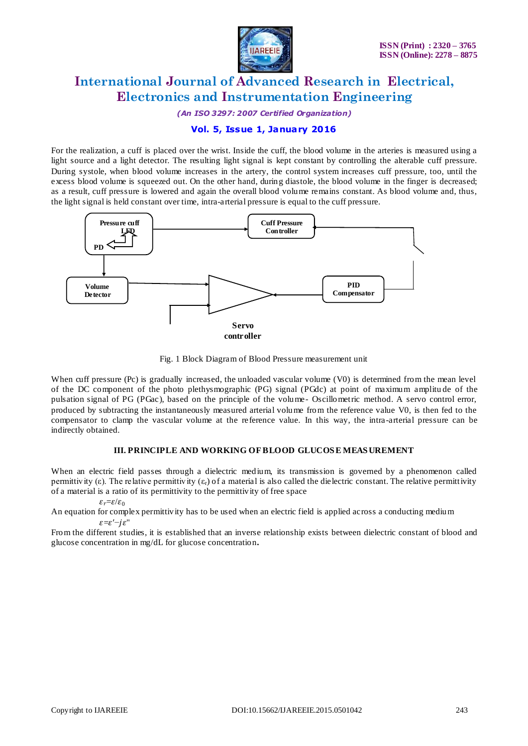For the realization, a cuff is placed over the wrist. Inside the cuff, the blood volume in the arteries is measured using a light source and a light detector. The resulting light signal is kept constant by controlling the alterable cuff pressure. During systole, when blood volume increases in the artery, the control system increases cuff pressure, too, until the excess blood volume is squeezed out. On the other hand, during diastole, the blood volume in the finger is decreased; as a result, cuff pressure is lowered and again the overall blood volume remains constant. As blood volume and, thus, the light signal is held constant over time, intra-arterial pressure is equal to the cuff pressure.

Pressure cuff

LED

PD

Cuff Pressure Controller

Volume Detector

PID Compensator

Servo controller

Fig. 1 Block Diagram of Blood Pressure measurement unit

When cuff pressure (Pc) is gradually increased, the unloaded vascular volume (V0) is determined from the mean level of the DC component of the photo plethysmographic (PG) signal (PGdc) at point of maximum amplitude of the pulsation signal of PG (PGac), based on the principle of the volume- Oscillometric method. A servo control error, produced by subtracting the instantaneously measured arterial volume from the reference value V0, is then fed to the compensator to clamp the vascular volume at the reference value. In this way, the intra-arterial pressure can be indirectly obtained.

## III. PRINCIPLE AND WORKING OF BLOOD GLUCOSE MEASUREMENT

When an electric field passes through a dielectric medium, its transmission is governed by a phenomenon called permittivity (ε). The relative permittivity ($\varepsilon_r$) of a material is also called the dielectric constant. The relative permittivity of a material is a ratio of its permittivity to the permittivity of free space

$$\varepsilon_r = \varepsilon / \varepsilon_0$$

An equation for complex permittivity has to be used when an electric field is applied across a conducting medium

$$\varepsilon = \varepsilon' - j\varepsilon''$$

From the different studies, it is established that an inverse relationship exists between dielectric constant of blood and glucose concentration in mg/dL for glucose concentration**.**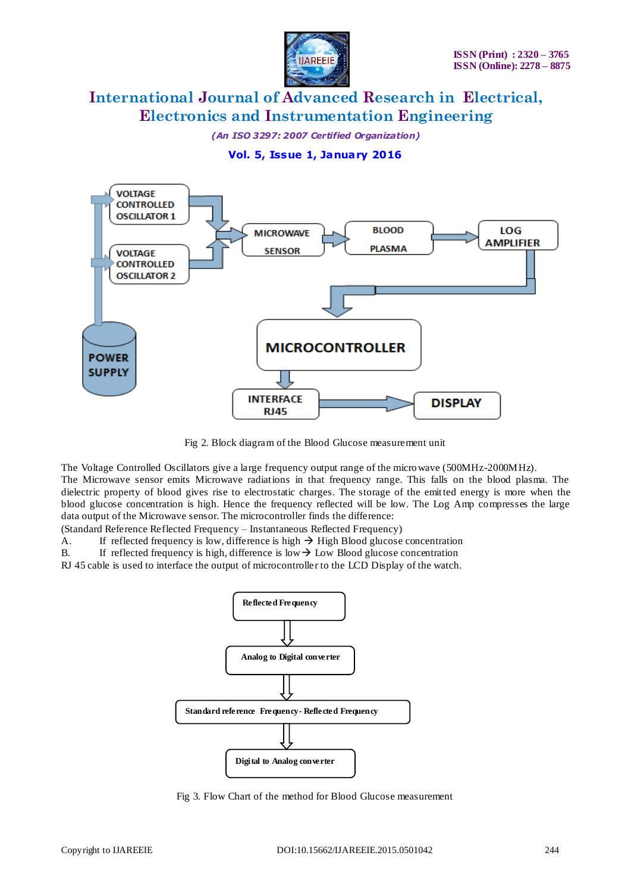Fig 2. Block diagram of the Blood Glucose measurement unit

The Voltage Controlled Oscillators give a large frequency output range of the microwave (500MHz-2000MHz).
The Microwave sensor emits Microwave radiations in that frequency range. This falls on the blood plasma. The dielectric property of blood gives rise to electrostatic charges. The storage of the emitted energy is more when the blood glucose concentration is high. Hence the frequency reflected will be low. The Log Amp compresses the large data output of the Microwave sensor. The microcontroller finds the difference:
(Standard Reference Reflected Frequency – Instantaneous Reflected Frequency)

A. If reflected frequency is low, difference is high → High Blood glucose concentration
B. If reflected frequency is high, difference is low→ Low Blood glucose concentration

RJ 45 cable is used to interface the output of microcontroller to the LCD Display of the watch.

Fig 3. Flow Chart of the method for Blood Glucose measurement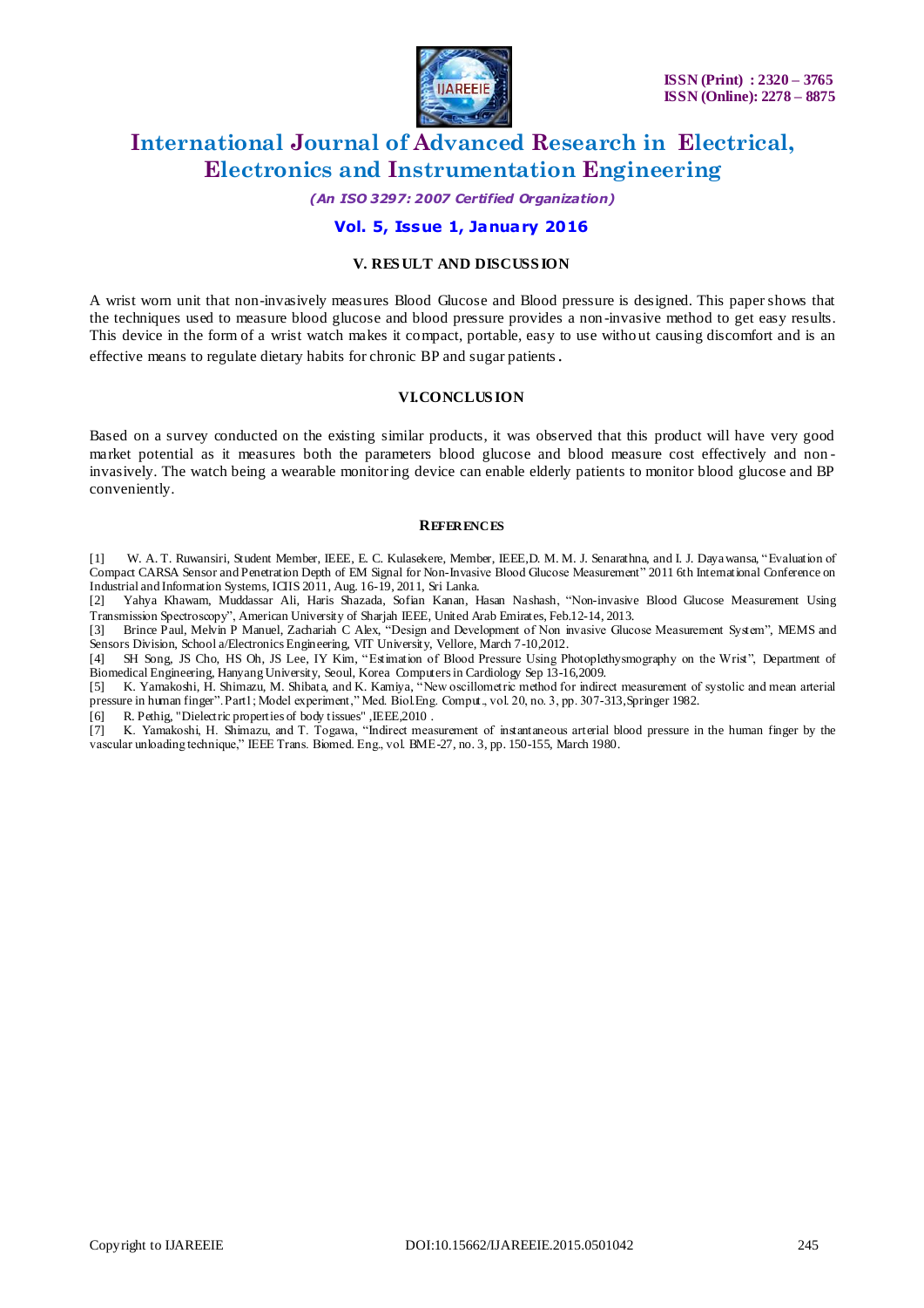## V. RESULT AND DISCUSSION

A wrist worn unit that non-invasively measures Blood Glucose and Blood pressure is designed. This paper shows that the techniques used to measure blood glucose and blood pressure provides a non-invasive method to get easy results. This device in the form of a wrist watch makes it compact, portable, easy to use without causing discomfort and is an effective means to regulate dietary habits for chronic BP and sugar patients.

## VI.CONCLUSION

Based on a survey conducted on the existing similar products, it was observed that this product will have very good market potential as it measures both the parameters blood glucose and blood measure cost effectively and non-invasively. The watch being a wearable monitoring device can enable elderly patients to monitor blood glucose and BP conveniently.

## REFERENCES

[1] W. A. T. Ruwansiri, Student Member, IEEE, E. C. Kulasekere, Member, IEEE,D. M. M. J. Senarathna, and I. J. Dayawansa, "Evaluation of Compact CARSA Sensor and Penetration Depth of EM Signal for Non-Invasive Blood Glucose Measurement" 2011 6th International Conference on Industrial and Information Systems, ICIIS 2011, Aug. 16-19, 2011, Sri Lanka.

[2] Yahya Khawam, Muddassar Ali, Haris Shazada, Sofian Kanan, Hasan Nashash, "Non-invasive Blood Glucose Measurement Using Transmission Spectroscopy", American University of Sharjah IEEE, United Arab Emirates, Feb.12-14, 2013.

[3] Brince Paul, Melvin P Manuel, Zachariah C Alex, "Design and Development of Non invasive Glucose Measurement System", MEMS and Sensors Division, School a/Electronics Engineering, VIT University, Vellore, March 7-10,2012.

[4] SH Song, JS Cho, HS Oh, JS Lee, IY Kim, "Estimation of Blood Pressure Using Photoplethysmography on the Wrist", Department of Biomedical Engineering, Hanyang University, Seoul, Korea Computers in Cardiology Sep 13-16,2009.

[5] K. Yamakoshi, H. Shimazu, M. Shibata, and K. Kamiya, "New oscillometric method for indirect measurement of systolic and mean arterial pressure in human finger". Part1; Model experiment," Med. Biol.Eng. Comput., vol. 20, no. 3, pp. 307-313,Springer 1982.

[6] R. Pethig, "Dielectric properties of body tissues" ,IEEE,2010 .

[7] K. Yamakoshi, H. Shimazu, and T. Togawa, "Indirect measurement of instantaneous arterial blood pressure in the human finger by the vascular unloading technique," IEEE Trans. Biomed. Eng., vol. BME-27, no. 3, pp. 150-155, March 1980.